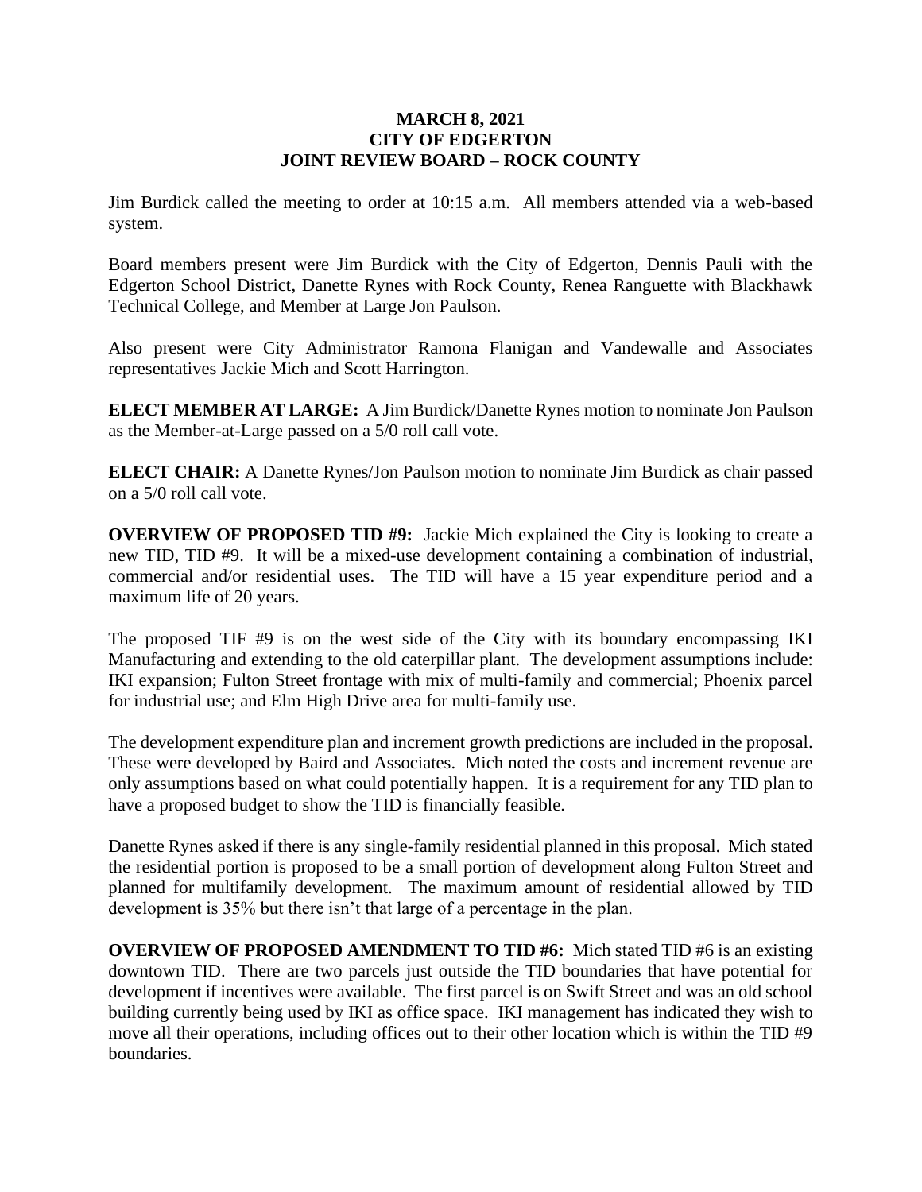# MARCH 8, 2021
# CITY OF EDGERTON
# JOINT REVIEW BOARD – ROCK COUNTY

Jim Burdick called the meeting to order at 10:15 a.m. All members attended via a web-based system.

Board members present were Jim Burdick with the City of Edgerton, Dennis Pauli with the Edgerton School District, Danette Rynes with Rock County, Renea Ranguette with Blackhawk Technical College, and Member at Large Jon Paulson.

Also present were City Administrator Ramona Flanigan and Vandewalle and Associates representatives Jackie Mich and Scott Harrington.

**ELECT MEMBER AT LARGE:** A Jim Burdick/Danette Rynes motion to nominate Jon Paulson as the Member-at-Large passed on a 5/0 roll call vote.

**ELECT CHAIR:** A Danette Rynes/Jon Paulson motion to nominate Jim Burdick as chair passed on a 5/0 roll call vote.

**OVERVIEW OF PROPOSED TID #9:** Jackie Mich explained the City is looking to create a new TID, TID #9. It will be a mixed-use development containing a combination of industrial, commercial and/or residential uses. The TID will have a 15 year expenditure period and a maximum life of 20 years.

The proposed TIF #9 is on the west side of the City with its boundary encompassing IKI Manufacturing and extending to the old caterpillar plant. The development assumptions include: IKI expansion; Fulton Street frontage with mix of multi-family and commercial; Phoenix parcel for industrial use; and Elm High Drive area for multi-family use.

The development expenditure plan and increment growth predictions are included in the proposal. These were developed by Baird and Associates. Mich noted the costs and increment revenue are only assumptions based on what could potentially happen. It is a requirement for any TID plan to have a proposed budget to show the TID is financially feasible.

Danette Rynes asked if there is any single-family residential planned in this proposal. Mich stated the residential portion is proposed to be a small portion of development along Fulton Street and planned for multifamily development. The maximum amount of residential allowed by TID development is 35% but there isn't that large of a percentage in the plan.

**OVERVIEW OF PROPOSED AMENDMENT TO TID #6:** Mich stated TID #6 is an existing downtown TID. There are two parcels just outside the TID boundaries that have potential for development if incentives were available. The first parcel is on Swift Street and was an old school building currently being used by IKI as office space. IKI management has indicated they wish to move all their operations, including offices out to their other location which is within the TID #9 boundaries.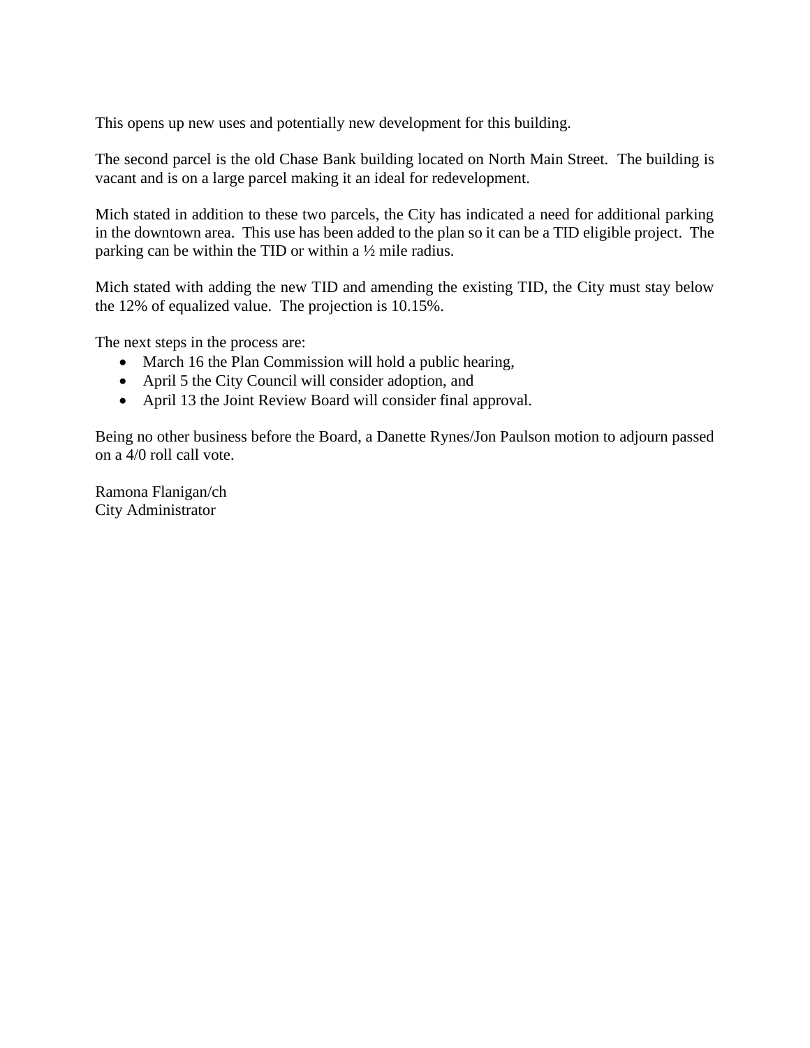This opens up new uses and potentially new development for this building.

The second parcel is the old Chase Bank building located on North Main Street. The building is vacant and is on a large parcel making it an ideal for redevelopment.

Mich stated in addition to these two parcels, the City has indicated a need for additional parking in the downtown area. This use has been added to the plan so it can be a TID eligible project. The parking can be within the TID or within a ½ mile radius.

Mich stated with adding the new TID and amending the existing TID, the City must stay below the 12% of equalized value. The projection is 10.15%.

The next steps in the process are:

- March 16 the Plan Commission will hold a public hearing,
- April 5 the City Council will consider adoption, and
- April 13 the Joint Review Board will consider final approval.

Being no other business before the Board, a Danette Rynes/Jon Paulson motion to adjourn passed on a 4/0 roll call vote.

Ramona Flanigan/ch
City Administrator